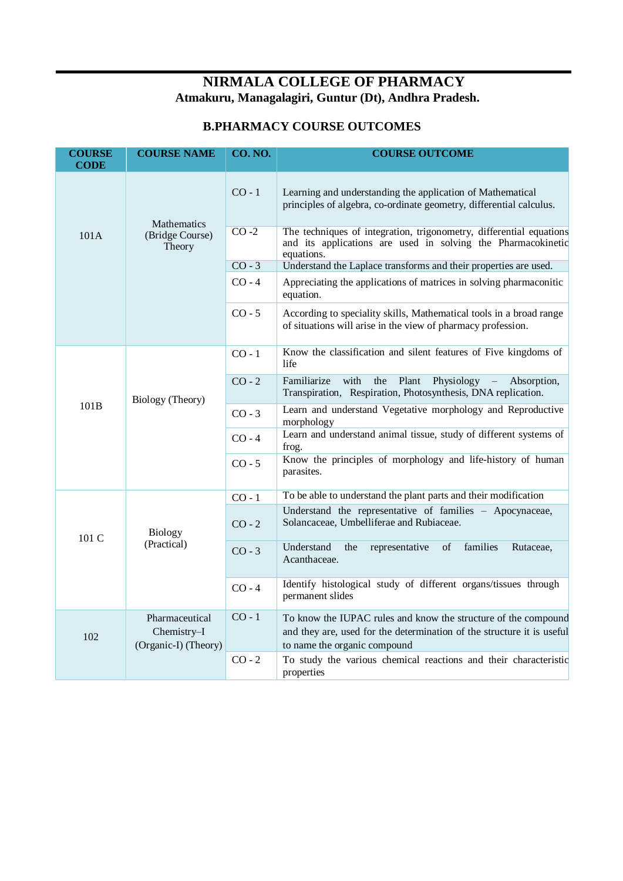# NIRMALA COLLEGE OF PHARMACY

**Atmakuru, Managalagiri, Guntur (Dt), Andhra Pradesh.**

## B.PHARMACY COURSE OUTCOMES

| COURSE CODE | COURSE NAME | CO. NO. | COURSE OUTCOME |
|---|---|---|---|
| 101A | Mathematics (Bridge Course) Theory | CO - 1 | Learning and understanding the application of Mathematical principles of algebra, co-ordinate geometry, differential calculus. |
| | | CO -2 | The techniques of integration, trigonometry, differential equations and its applications are used in solving the Pharmacokinetic equations. |
| | | CO - 3 | Understand the Laplace transforms and their properties are used. |
| | | CO - 4 | Appreciating the applications of matrices in solving pharmaconitic equation. |
| | | CO - 5 | According to speciality skills, Mathematical tools in a broad range of situations will arise in the view of pharmacy profession. |
| 101B | Biology (Theory) | CO - 1 | Know the classification and silent features of Five kingdoms of life |
| | | CO - 2 | Familiarize with the Plant Physiology – Absorption, Transpiration, Respiration, Photosynthesis, DNA replication. |
| | | CO - 3 | Learn and understand Vegetative morphology and Reproductive morphology |
| | | CO - 4 | Learn and understand animal tissue, study of different systems of frog. |
| | | CO - 5 | Know the principles of morphology and life-history of human parasites. |
| 101 C | Biology (Practical) | CO - 1 | To be able to understand the plant parts and their modification |
| | | CO - 2 | Understand the representative of families – Apocynaceae, Solancaceae, Umbelliferae and Rubiaceae. |
| | | CO - 3 | Understand the representative of families Rutaceae, Acanthaceae. |
| | | CO - 4 | Identify histological study of different organs/tissues through permanent slides |
| 102 | Pharmaceutical Chemistry–I (Organic-I) (Theory) | CO - 1 | To know the IUPAC rules and know the structure of the compound and they are, used for the determination of the structure it is useful to name the organic compound |
| | | CO - 2 | To study the various chemical reactions and their characteristic properties |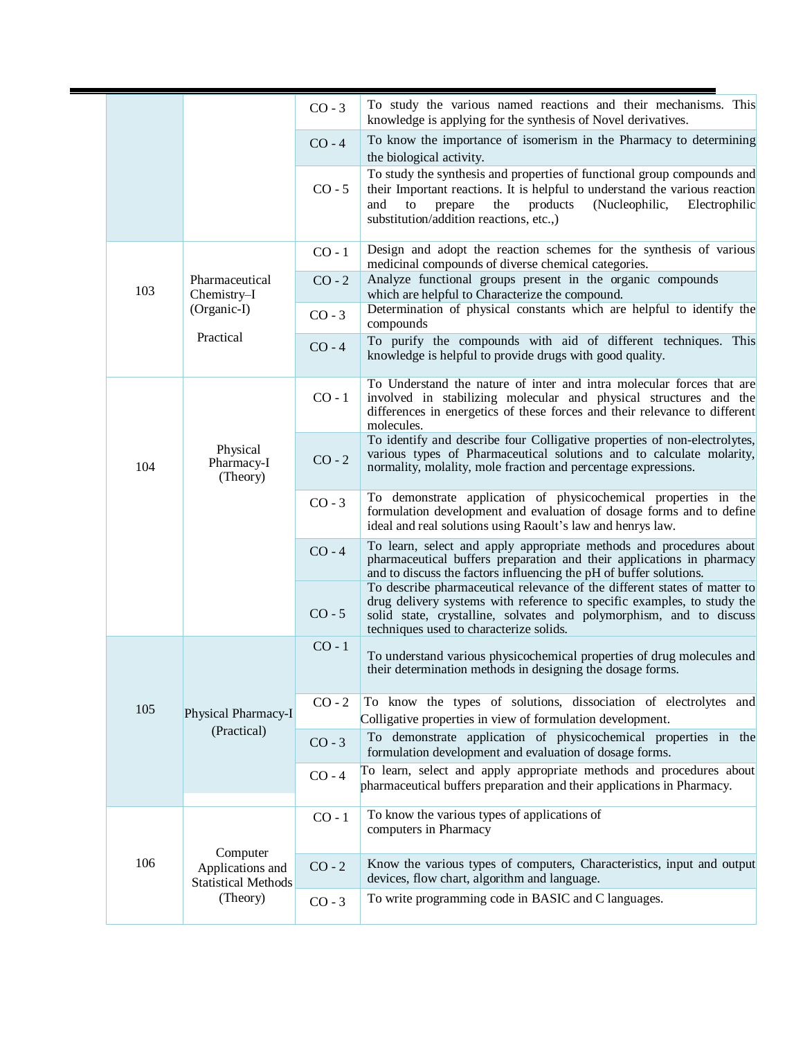| | | | |
|---|---|---|---|
| | | CO - 3 | To study the various named reactions and their mechanisms. This knowledge is applying for the synthesis of Novel derivatives. |
| | | CO - 4 | To know the importance of isomerism in the Pharmacy to determining the biological activity. |
| | | CO - 5 | To study the synthesis and properties of functional group compounds and their Important reactions. It is helpful to understand the various reaction and to prepare the products (Nucleophilic, Electrophilic substitution/addition reactions, etc.,) |
| 103 | Pharmaceutical Chemistry–I (Organic-I) Practical | CO - 1 | Design and adopt the reaction schemes for the synthesis of various medicinal compounds of diverse chemical categories. |
| | | CO - 2 | Analyze functional groups present in the organic compounds which are helpful to Characterize the compound. |
| | | CO - 3 | Determination of physical constants which are helpful to identify the compounds |
| | | CO - 4 | To purify the compounds with aid of different techniques. This knowledge is helpful to provide drugs with good quality. |
| 104 | Physical Pharmacy-I (Theory) | CO - 1 | To Understand the nature of inter and intra molecular forces that are involved in stabilizing molecular and physical structures and the differences in energetics of these forces and their relevance to different molecules. |
| | | CO - 2 | To identify and describe four Colligative properties of non-electrolytes, various types of Pharmaceutical solutions and to calculate molarity, normality, molality, mole fraction and percentage expressions. |
| | | CO - 3 | To demonstrate application of physicochemical properties in the formulation development and evaluation of dosage forms and to define ideal and real solutions using Raoult's law and henrys law. |
| | | CO - 4 | To learn, select and apply appropriate methods and procedures about pharmaceutical buffers preparation and their applications in pharmacy and to discuss the factors influencing the pH of buffer solutions. |
| | | CO - 5 | To describe pharmaceutical relevance of the different states of matter to drug delivery systems with reference to specific examples, to study the solid state, crystalline, solvates and polymorphism, and to discuss techniques used to characterize solids. |
| 105 | Physical Pharmacy-I (Practical) | CO - 1 | To understand various physicochemical properties of drug molecules and their determination methods in designing the dosage forms. |
| | | CO - 2 | To know the types of solutions, dissociation of electrolytes and Colligative properties in view of formulation development. |
| | | CO - 3 | To demonstrate application of physicochemical properties in the formulation development and evaluation of dosage forms. |
| | | CO - 4 | To learn, select and apply appropriate methods and procedures about pharmaceutical buffers preparation and their applications in Pharmacy. |
| 106 | Computer Applications and Statistical Methods (Theory) | CO - 1 | To know the various types of applications of computers in Pharmacy |
| | | CO - 2 | Know the various types of computers, Characteristics, input and output devices, flow chart, algorithm and language. |
| | | CO - 3 | To write programming code in BASIC and C languages. |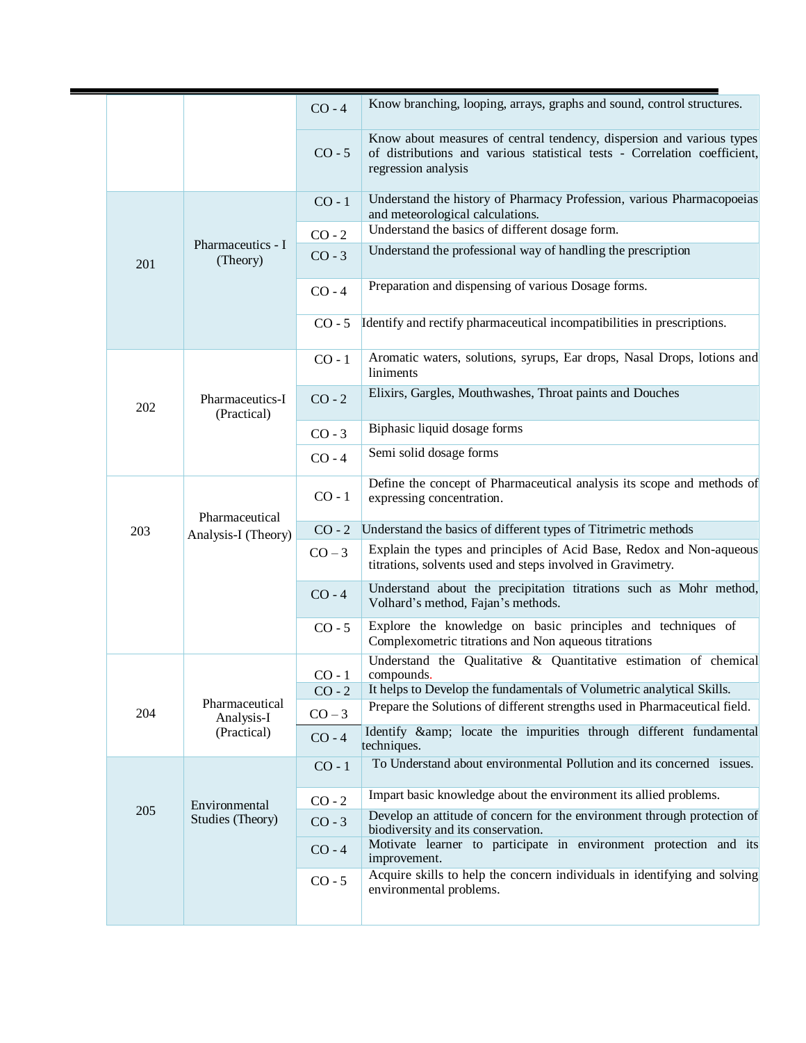| | | | |
|---|---|---|---|
| | | CO - 4 | Know branching, looping, arrays, graphs and sound, control structures. |
| | | CO - 5 | Know about measures of central tendency, dispersion and various types of distributions and various statistical tests - Correlation coefficient, regression analysis |
| 201 | Pharmaceutics - I (Theory) | CO - 1 | Understand the history of Pharmacy Profession, various Pharmacopoeias and meteorological calculations. |
| | | CO - 2 | Understand the basics of different dosage form. |
| | | CO - 3 | Understand the professional way of handling the prescription |
| | | CO - 4 | Preparation and dispensing of various Dosage forms. |
| | | CO - 5 | Identify and rectify pharmaceutical incompatibilities in prescriptions. |
| 202 | Pharmaceutics-I (Practical) | CO - 1 | Aromatic waters, solutions, syrups, Ear drops, Nasal Drops, lotions and liniments |
| | | CO - 2 | Elixirs, Gargles, Mouthwashes, Throat paints and Douches |
| | | CO - 3 | Biphasic liquid dosage forms |
| | | CO - 4 | Semi solid dosage forms |
| 203 | Pharmaceutical Analysis-I (Theory) | CO - 1 | Define the concept of Pharmaceutical analysis its scope and methods of expressing concentration. |
| | | CO - 2 | Understand the basics of different types of Titrimetric methods |
| | | CO – 3 | Explain the types and principles of Acid Base, Redox and Non-aqueous titrations, solvents used and steps involved in Gravimetry. |
| | | CO - 4 | Understand about the precipitation titrations such as Mohr method, Volhard's method, Fajan's methods. |
| | | CO - 5 | Explore the knowledge on basic principles and techniques of Complexometric titrations and Non aqueous titrations |
| 204 | Pharmaceutical Analysis-I (Practical) | CO - 1 | Understand the Qualitative & Quantitative estimation of chemical compounds. |
| | | CO - 2 | It helps to Develop the fundamentals of Volumetric analytical Skills. |
| | | CO – 3 | Prepare the Solutions of different strengths used in Pharmaceutical field. |
| | | CO - 4 | Identify &amp; locate the impurities through different fundamental techniques. |
| 205 | Environmental Studies (Theory) | CO - 1 | To Understand about environmental Pollution and its concerned issues. |
| | | CO - 2 | Impart basic knowledge about the environment its allied problems. |
| | | CO - 3 | Develop an attitude of concern for the environment through protection of biodiversity and its conservation. |
| | | CO - 4 | Motivate learner to participate in environment protection and its improvement. |
| | | CO - 5 | Acquire skills to help the concern individuals in identifying and solving environmental problems. |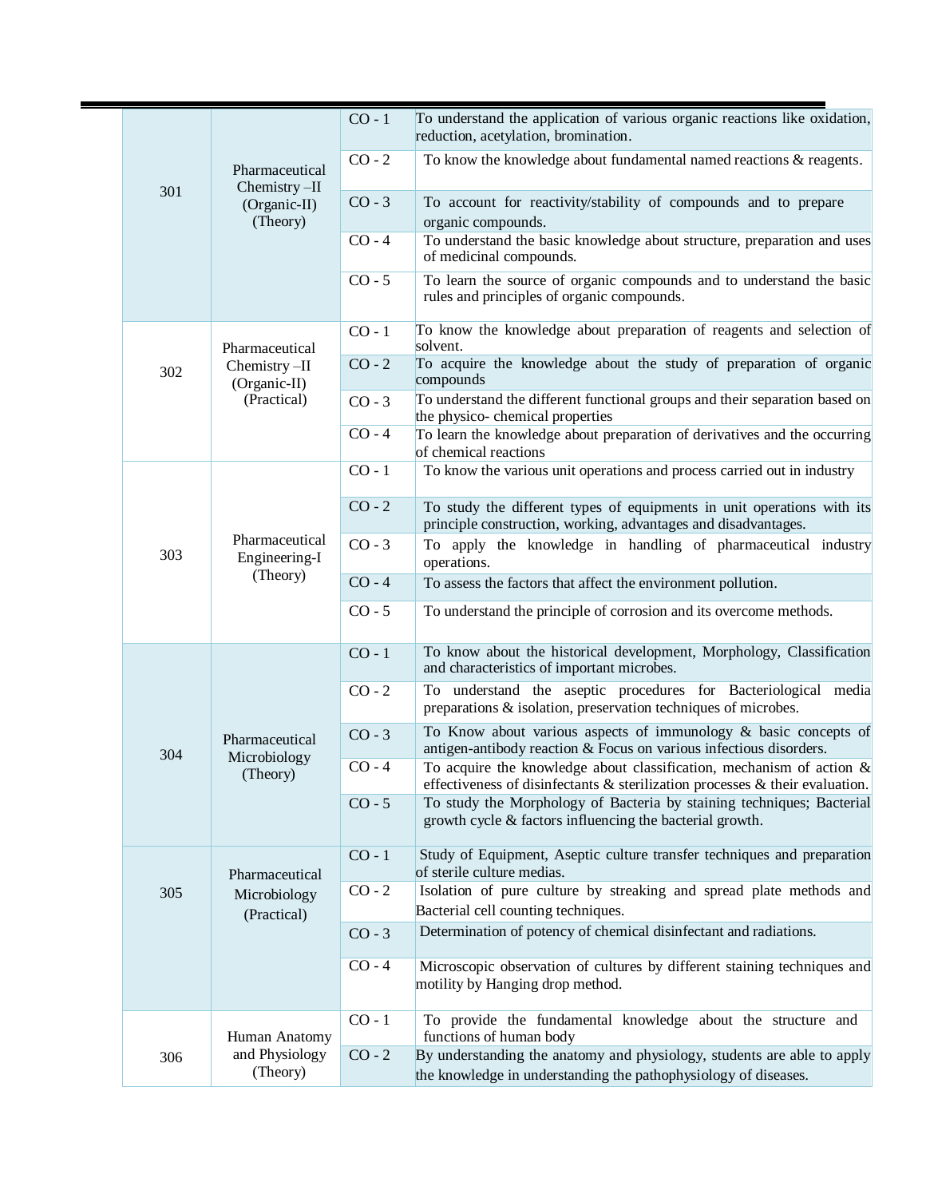| | | | |
|---|---|---|---|
| 301 | Pharmaceutical Chemistry –II (Organic-II) (Theory) | CO - 1 | To understand the application of various organic reactions like oxidation, reduction, acetylation, bromination. |
| | | CO - 2 | To know the knowledge about fundamental named reactions & reagents. |
| | | CO - 3 | To account for reactivity/stability of compounds and to prepare organic compounds. |
| | | CO - 4 | To understand the basic knowledge about structure, preparation and uses of medicinal compounds. |
| | | CO - 5 | To learn the source of organic compounds and to understand the basic rules and principles of organic compounds. |
| 302 | Pharmaceutical Chemistry –II (Organic-II) (Practical) | CO - 1 | To know the knowledge about preparation of reagents and selection of solvent. |
| | | CO - 2 | To acquire the knowledge about the study of preparation of organic compounds |
| | | CO - 3 | To understand the different functional groups and their separation based on the physico- chemical properties |
| | | CO - 4 | To learn the knowledge about preparation of derivatives and the occurring of chemical reactions |
| 303 | Pharmaceutical Engineering-I (Theory) | CO - 1 | To know the various unit operations and process carried out in industry |
| | | CO - 2 | To study the different types of equipments in unit operations with its principle construction, working, advantages and disadvantages. |
| | | CO - 3 | To apply the knowledge in handling of pharmaceutical industry operations. |
| | | CO - 4 | To assess the factors that affect the environment pollution. |
| | | CO - 5 | To understand the principle of corrosion and its overcome methods. |
| 304 | Pharmaceutical Microbiology (Theory) | CO - 1 | To know about the historical development, Morphology, Classification and characteristics of important microbes. |
| | | CO - 2 | To understand the aseptic procedures for Bacteriological media preparations & isolation, preservation techniques of microbes. |
| | | CO - 3 | To Know about various aspects of immunology & basic concepts of antigen-antibody reaction & Focus on various infectious disorders. |
| | | CO - 4 | To acquire the knowledge about classification, mechanism of action & effectiveness of disinfectants & sterilization processes & their evaluation. |
| | | CO - 5 | To study the Morphology of Bacteria by staining techniques; Bacterial growth cycle & factors influencing the bacterial growth. |
| 305 | Pharmaceutical Microbiology (Practical) | CO - 1 | Study of Equipment, Aseptic culture transfer techniques and preparation of sterile culture medias. |
| | | CO - 2 | Isolation of pure culture by streaking and spread plate methods and Bacterial cell counting techniques. |
| | | CO - 3 | Determination of potency of chemical disinfectant and radiations. |
| | | CO - 4 | Microscopic observation of cultures by different staining techniques and motility by Hanging drop method. |
| 306 | Human Anatomy and Physiology (Theory) | CO - 1 | To provide the fundamental knowledge about the structure and functions of human body |
| | | CO - 2 | By understanding the anatomy and physiology, students are able to apply the knowledge in understanding the pathophysiology of diseases. |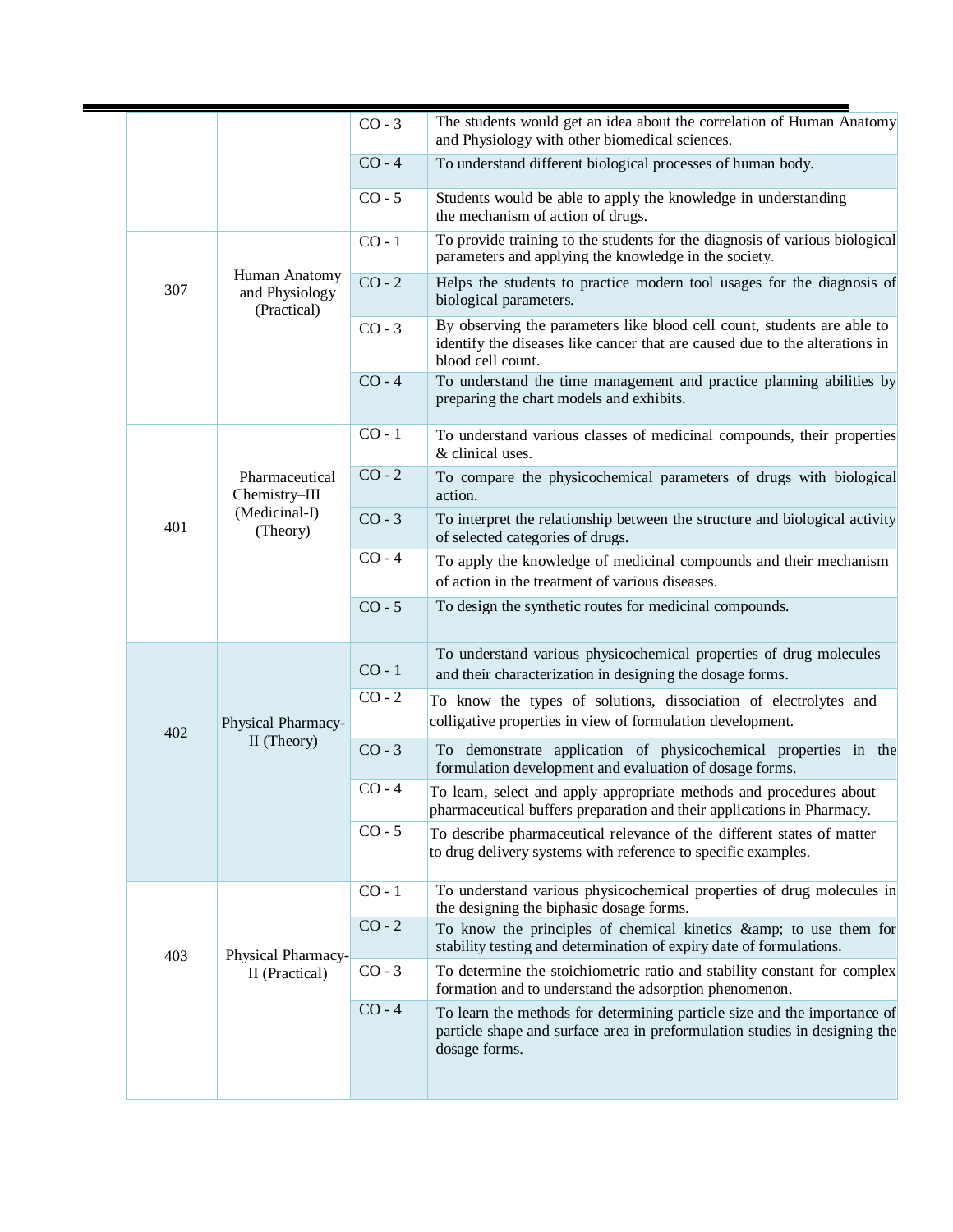| | | | |
|---|---|---|---|
| | | CO - 3 | The students would get an idea about the correlation of Human Anatomy and Physiology with other biomedical sciences. |
| | | CO - 4 | To understand different biological processes of human body. |
| | | CO - 5 | Students would be able to apply the knowledge in understanding the mechanism of action of drugs. |
| 307 | Human Anatomy and Physiology (Practical) | CO - 1 | To provide training to the students for the diagnosis of various biological parameters and applying the knowledge in the society. |
| | | CO - 2 | Helps the students to practice modern tool usages for the diagnosis of biological parameters. |
| | | CO - 3 | By observing the parameters like blood cell count, students are able to identify the diseases like cancer that are caused due to the alterations in blood cell count. |
| | | CO - 4 | To understand the time management and practice planning abilities by preparing the chart models and exhibits. |
| 401 | Pharmaceutical Chemistry–III (Medicinal-I) (Theory) | CO - 1 | To understand various classes of medicinal compounds, their properties & clinical uses. |
| | | CO - 2 | To compare the physicochemical parameters of drugs with biological action. |
| | | CO - 3 | To interpret the relationship between the structure and biological activity of selected categories of drugs. |
| | | CO - 4 | To apply the knowledge of medicinal compounds and their mechanism of action in the treatment of various diseases. |
| | | CO - 5 | To design the synthetic routes for medicinal compounds. |
| 402 | Physical Pharmacy-II (Theory) | CO - 1 | To understand various physicochemical properties of drug molecules and their characterization in designing the dosage forms. |
| | | CO - 2 | To know the types of solutions, dissociation of electrolytes and colligative properties in view of formulation development. |
| | | CO - 3 | To demonstrate application of physicochemical properties in the formulation development and evaluation of dosage forms. |
| | | CO - 4 | To learn, select and apply appropriate methods and procedures about pharmaceutical buffers preparation and their applications in Pharmacy. |
| | | CO - 5 | To describe pharmaceutical relevance of the different states of matter to drug delivery systems with reference to specific examples. |
| 403 | Physical Pharmacy-II (Practical) | CO - 1 | To understand various physicochemical properties of drug molecules in the designing the biphasic dosage forms. |
| | | CO - 2 | To know the principles of chemical kinetics &amp; to use them for stability testing and determination of expiry date of formulations. |
| | | CO - 3 | To determine the stoichiometric ratio and stability constant for complex formation and to understand the adsorption phenomenon. |
| | | CO - 4 | To learn the methods for determining particle size and the importance of particle shape and surface area in preformulation studies in designing the dosage forms. |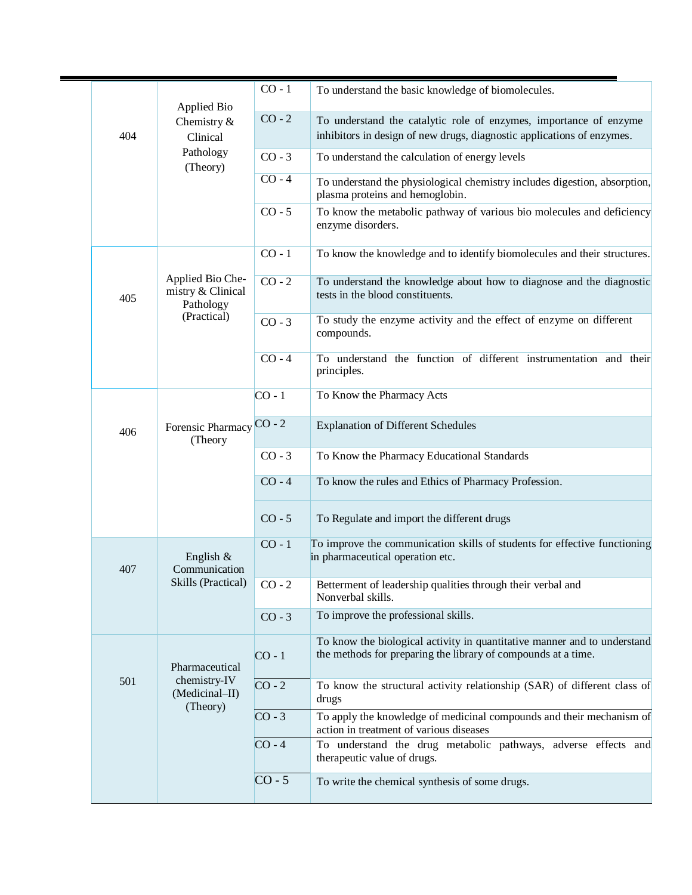| | | | |
|---|---|---|---|
| 404 | Applied Bio Chemistry & Clinical Pathology (Theory) | CO - 1 | To understand the basic knowledge of biomolecules. |
| | | CO - 2 | To understand the catalytic role of enzymes, importance of enzyme inhibitors in design of new drugs, diagnostic applications of enzymes. |
| | | CO - 3 | To understand the calculation of energy levels |
| | | CO - 4 | To understand the physiological chemistry includes digestion, absorption, plasma proteins and hemoglobin. |
| | | CO - 5 | To know the metabolic pathway of various bio molecules and deficiency enzyme disorders. |
| 405 | Applied Bio Chemistry & Clinical Pathology (Practical) | CO - 1 | To know the knowledge and to identify biomolecules and their structures. |
| | | CO - 2 | To understand the knowledge about how to diagnose and the diagnostic tests in the blood constituents. |
| | | CO - 3 | To study the enzyme activity and the effect of enzyme on different compounds. |
| | | CO - 4 | To understand the function of different instrumentation and their principles. |
| 406 | Forensic Pharmacy (Theory | CO - 1 | To Know the Pharmacy Acts |
| | | CO - 2 | Explanation of Different Schedules |
| | | CO - 3 | To Know the Pharmacy Educational Standards |
| | | CO - 4 | To know the rules and Ethics of Pharmacy Profession. |
| | | CO - 5 | To Regulate and import the different drugs |
| 407 | English & Communication Skills (Practical) | CO - 1 | To improve the communication skills of students for effective functioning in pharmaceutical operation etc. |
| | | CO - 2 | Betterment of leadership qualities through their verbal and Nonverbal skills. |
| | | CO - 3 | To improve the professional skills. |
| 501 | Pharmaceutical chemistry-IV (Medicinal–II) (Theory) | CO - 1 | To know the biological activity in quantitative manner and to understand the methods for preparing the library of compounds at a time. |
| | | CO - 2 | To know the structural activity relationship (SAR) of different class of drugs |
| | | CO - 3 | To apply the knowledge of medicinal compounds and their mechanism of action in treatment of various diseases |
| | | CO - 4 | To understand the drug metabolic pathways, adverse effects and therapeutic value of drugs. |
| | | CO - 5 | To write the chemical synthesis of some drugs. |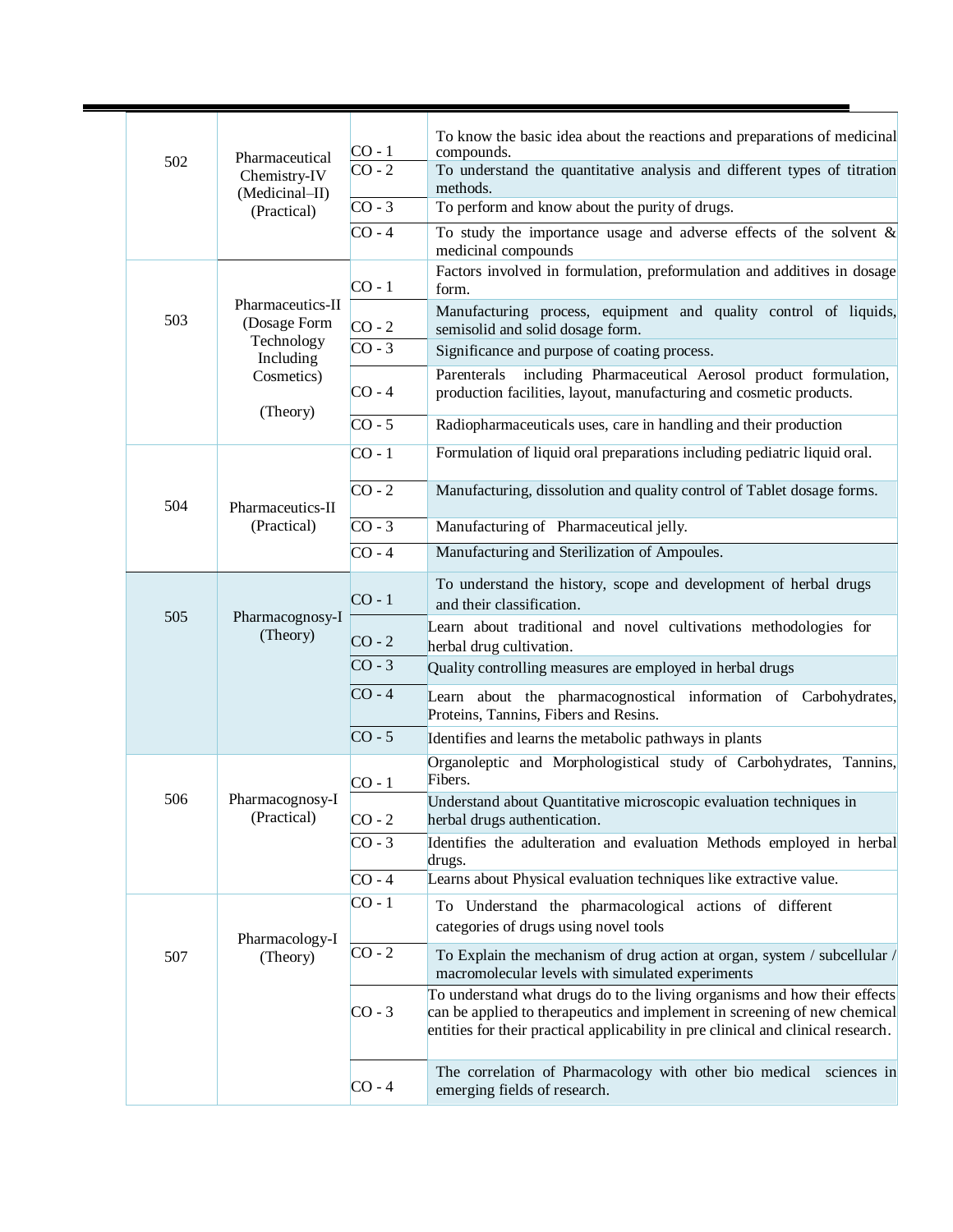| | | | |
|---|---|---|---|
| 502 | Pharmaceutical Chemistry-IV (Medicinal–II) (Practical) | CO - 1 | To know the basic idea about the reactions and preparations of medicinal compounds. |
| | | CO - 2 | To understand the quantitative analysis and different types of titration methods. |
| | | CO - 3 | To perform and know about the purity of drugs. |
| | | CO - 4 | To study the importance usage and adverse effects of the solvent & medicinal compounds |
| 503 | Pharmaceutics-II (Dosage Form Technology Including Cosmetics) (Theory) | CO - 1 | Factors involved in formulation, preformulation and additives in dosage form. |
| | | CO - 2 | Manufacturing process, equipment and quality control of liquids, semisolid and solid dosage form. |
| | | CO - 3 | Significance and purpose of coating process. |
| | | CO - 4 | Parenterals including Pharmaceutical Aerosol product formulation, production facilities, layout, manufacturing and cosmetic products. |
| | | CO - 5 | Radiopharmaceuticals uses, care in handling and their production |
| 504 | Pharmaceutics-II (Practical) | CO - 1 | Formulation of liquid oral preparations including pediatric liquid oral. |
| | | CO - 2 | Manufacturing, dissolution and quality control of Tablet dosage forms. |
| | | CO - 3 | Manufacturing of Pharmaceutical jelly. |
| | | CO - 4 | Manufacturing and Sterilization of Ampoules. |
| 505 | Pharmacognosy-I (Theory) | CO - 1 | To understand the history, scope and development of herbal drugs and their classification. |
| | | CO - 2 | Learn about traditional and novel cultivations methodologies for herbal drug cultivation. |
| | | CO - 3 | Quality controlling measures are employed in herbal drugs |
| | | CO - 4 | Learn about the pharmacognostical information of Carbohydrates, Proteins, Tannins, Fibers and Resins. |
| | | CO - 5 | Identifies and learns the metabolic pathways in plants |
| 506 | Pharmacognosy-I (Practical) | CO - 1 | Organoleptic and Morphologistical study of Carbohydrates, Tannins, Fibers. |
| | | CO - 2 | Understand about Quantitative microscopic evaluation techniques in herbal drugs authentication. |
| | | CO - 3 | Identifies the adulteration and evaluation Methods employed in herbal drugs. |
| | | CO - 4 | Learns about Physical evaluation techniques like extractive value. |
| 507 | Pharmacology-I (Theory) | CO - 1 | To Understand the pharmacological actions of different categories of drugs using novel tools |
| | | CO - 2 | To Explain the mechanism of drug action at organ, system / subcellular / macromolecular levels with simulated experiments |
| | | CO - 3 | To understand what drugs do to the living organisms and how their effects can be applied to therapeutics and implement in screening of new chemical entities for their practical applicability in pre clinical and clinical research. |
| | | CO - 4 | The correlation of Pharmacology with other bio medical sciences in emerging fields of research. |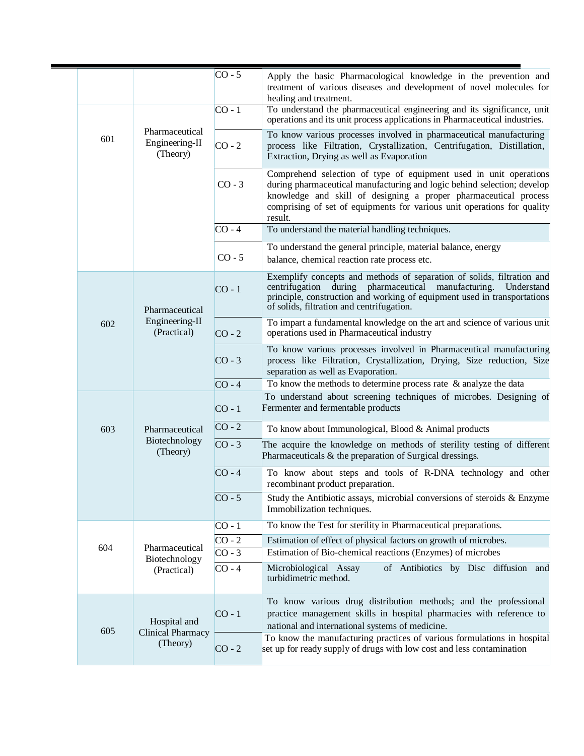| | | | |
|---|---|---|---|
| | | CO - 5 | Apply the basic Pharmacological knowledge in the prevention and treatment of various diseases and development of novel molecules for healing and treatment. |
| 601 | Pharmaceutical Engineering-II (Theory) | CO - 1 | To understand the pharmaceutical engineering and its significance, unit operations and its unit process applications in Pharmaceutical industries. |
| | | CO - 2 | To know various processes involved in pharmaceutical manufacturing process like Filtration, Crystallization, Centrifugation, Distillation, Extraction, Drying as well as Evaporation |
| | | CO - 3 | Comprehend selection of type of equipment used in unit operations during pharmaceutical manufacturing and logic behind selection; develop knowledge and skill of designing a proper pharmaceutical process comprising of set of equipments for various unit operations for quality result. |
| | | CO - 4 | To understand the material handling techniques. |
| | | CO - 5 | To understand the general principle, material balance, energy balance, chemical reaction rate process etc. |
| 602 | Pharmaceutical Engineering-II (Practical) | CO - 1 | Exemplify concepts and methods of separation of solids, filtration and centrifugation during pharmaceutical manufacturing. Understand principle, construction and working of equipment used in transportations of solids, filtration and centrifugation. |
| | | CO - 2 | To impart a fundamental knowledge on the art and science of various unit operations used in Pharmaceutical industry |
| | | CO - 3 | To know various processes involved in Pharmaceutical manufacturing process like Filtration, Crystallization, Drying, Size reduction, Size separation as well as Evaporation. |
| | | CO - 4 | To know the methods to determine process rate & analyze the data |
| 603 | Pharmaceutical Biotechnology (Theory) | CO - 1 | To understand about screening techniques of microbes. Designing of Fermenter and fermentable products |
| | | CO - 2 | To know about Immunological, Blood & Animal products |
| | | CO - 3 | The acquire the knowledge on methods of sterility testing of different Pharmaceuticals & the preparation of Surgical dressings. |
| | | CO - 4 | To know about steps and tools of R-DNA technology and other recombinant product preparation. |
| | | CO - 5 | Study the Antibiotic assays, microbial conversions of steroids & Enzyme Immobilization techniques. |
| 604 | Pharmaceutical Biotechnology (Practical) | CO - 1 | To know the Test for sterility in Pharmaceutical preparations. |
| | | CO - 2 | Estimation of effect of physical factors on growth of microbes. |
| | | CO - 3 | Estimation of Bio-chemical reactions (Enzymes) of microbes |
| | | CO - 4 | Microbiological Assay of Antibiotics by Disc diffusion and turbidimetric method. |
| 605 | Hospital and Clinical Pharmacy (Theory) | CO - 1 | To know various drug distribution methods; and the professional practice management skills in hospital pharmacies with reference to national and international systems of medicine. |
| | | CO - 2 | To know the manufacturing practices of various formulations in hospital set up for ready supply of drugs with low cost and less contamination |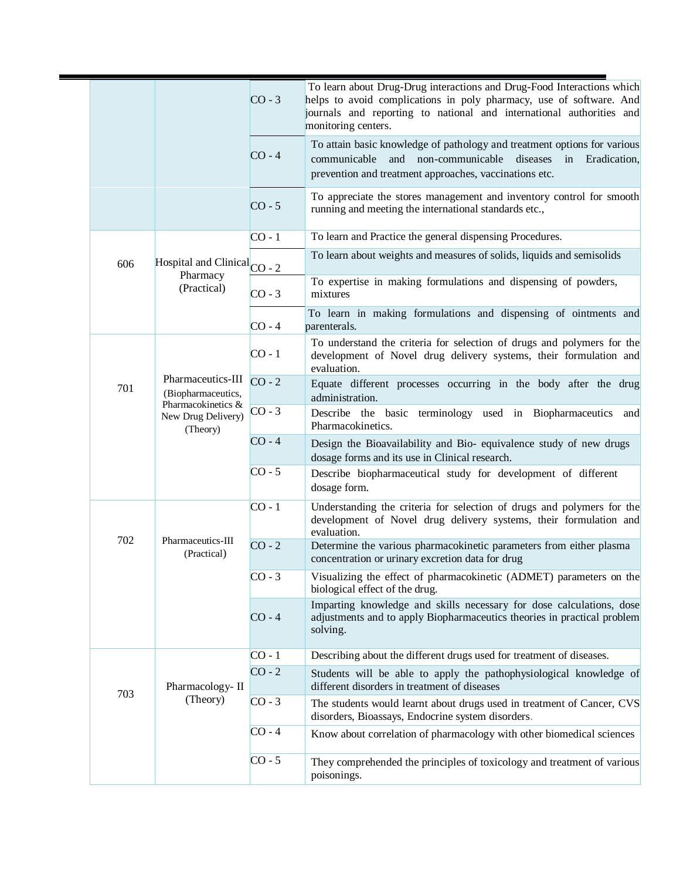| | | | |
|---|---|---|---|
| | | CO - 3 | To learn about Drug-Drug interactions and Drug-Food Interactions which helps to avoid complications in poly pharmacy, use of software. And journals and reporting to national and international authorities and monitoring centers. |
| | | CO - 4 | To attain basic knowledge of pathology and treatment options for various communicable and non-communicable diseases in Eradication, prevention and treatment approaches, vaccinations etc. |
| | | CO - 5 | To appreciate the stores management and inventory control for smooth running and meeting the international standards etc., |
| 606 | Hospital and Clinical Pharmacy (Practical) | CO - 1 | To learn and Practice the general dispensing Procedures. |
| | | CO - 2 | To learn about weights and measures of solids, liquids and semisolids |
| | | CO - 3 | To expertise in making formulations and dispensing of powders, mixtures |
| | | CO - 4 | To learn in making formulations and dispensing of ointments and parenterals. |
| 701 | Pharmaceutics-III (Biopharmaceutics, Pharmacokinetics & New Drug Delivery) (Theory) | CO - 1 | To understand the criteria for selection of drugs and polymers for the development of Novel drug delivery systems, their formulation and evaluation. |
| | | CO - 2 | Equate different processes occurring in the body after the drug administration. |
| | | CO - 3 | Describe the basic terminology used in Biopharmaceutics and Pharmacokinetics. |
| | | CO - 4 | Design the Bioavailability and Bio- equivalence study of new drugs dosage forms and its use in Clinical research. |
| | | CO - 5 | Describe biopharmaceutical study for development of different dosage form. |
| 702 | Pharmaceutics-III (Practical) | CO - 1 | Understanding the criteria for selection of drugs and polymers for the development of Novel drug delivery systems, their formulation and evaluation. |
| | | CO - 2 | Determine the various pharmacokinetic parameters from either plasma concentration or urinary excretion data for drug |
| | | CO - 3 | Visualizing the effect of pharmacokinetic (ADMET) parameters on the biological effect of the drug. |
| | | CO - 4 | Imparting knowledge and skills necessary for dose calculations, dose adjustments and to apply Biopharmaceutics theories in practical problem solving. |
| 703 | Pharmacology- II (Theory) | CO - 1 | Describing about the different drugs used for treatment of diseases. |
| | | CO - 2 | Students will be able to apply the pathophysiological knowledge of different disorders in treatment of diseases |
| | | CO - 3 | The students would learnt about drugs used in treatment of Cancer, CVS disorders, Bioassays, Endocrine system disorders. |
| | | CO - 4 | Know about correlation of pharmacology with other biomedical sciences |
| | | CO - 5 | They comprehended the principles of toxicology and treatment of various poisonings. |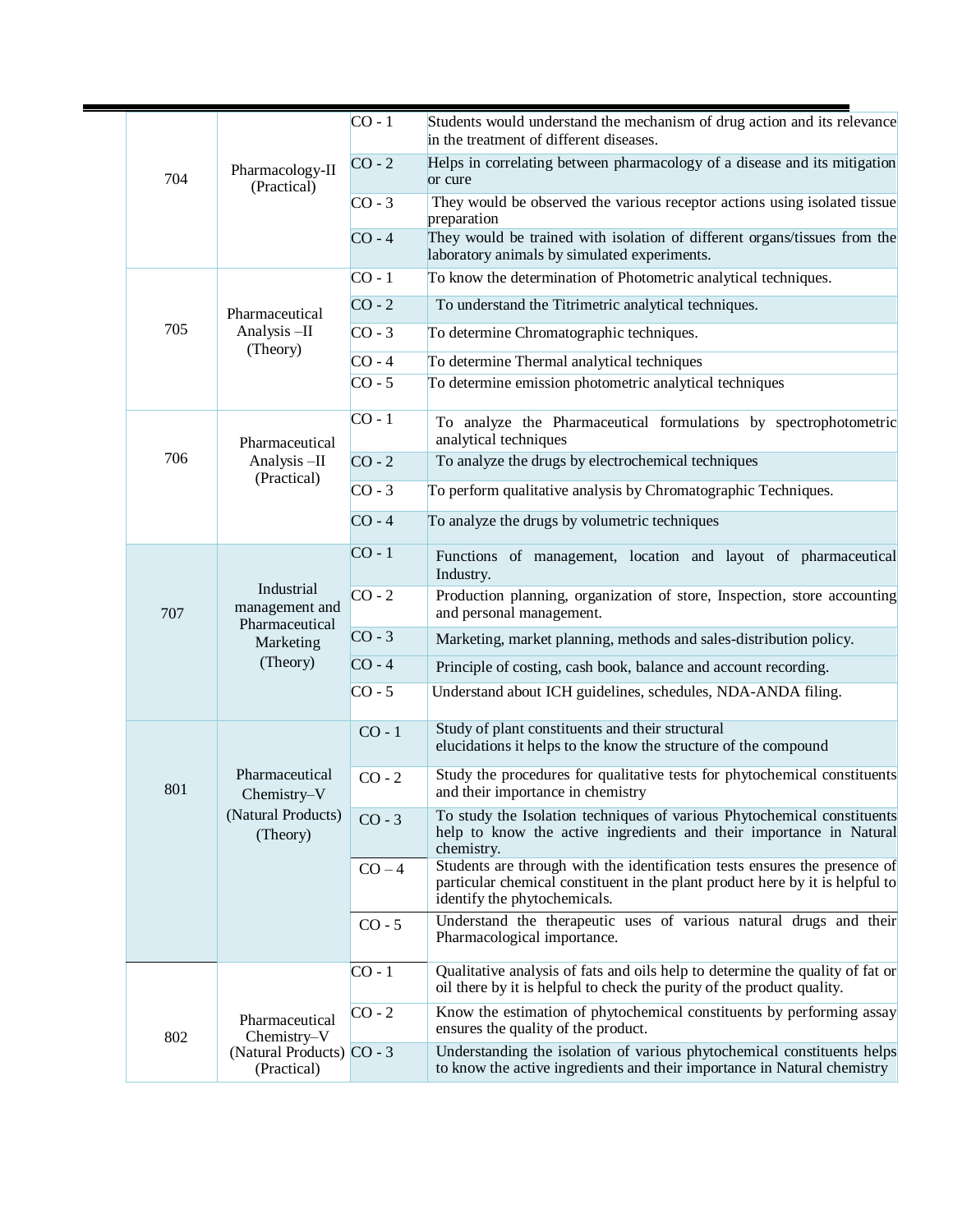| | | | |
|---|---|---|---|
| 704 | Pharmacology-II (Practical) | CO - 1 | Students would understand the mechanism of drug action and its relevance in the treatment of different diseases. |
| | | CO - 2 | Helps in correlating between pharmacology of a disease and its mitigation or cure |
| | | CO - 3 | They would be observed the various receptor actions using isolated tissue preparation |
| | | CO - 4 | They would be trained with isolation of different organs/tissues from the laboratory animals by simulated experiments. |
| 705 | Pharmaceutical Analysis –II (Theory) | CO - 1 | To know the determination of Photometric analytical techniques. |
| | | CO - 2 | To understand the Titrimetric analytical techniques. |
| | | CO - 3 | To determine Chromatographic techniques. |
| | | CO - 4 | To determine Thermal analytical techniques |
| | | CO - 5 | To determine emission photometric analytical techniques |
| 706 | Pharmaceutical Analysis –II (Practical) | CO - 1 | To analyze the Pharmaceutical formulations by spectrophotometric analytical techniques |
| | | CO - 2 | To analyze the drugs by electrochemical techniques |
| | | CO - 3 | To perform qualitative analysis by Chromatographic Techniques. |
| | | CO - 4 | To analyze the drugs by volumetric techniques |
| 707 | Industrial management and Pharmaceutical Marketing (Theory) | CO - 1 | Functions of management, location and layout of pharmaceutical Industry. |
| | | CO - 2 | Production planning, organization of store, Inspection, store accounting and personal management. |
| | | CO - 3 | Marketing, market planning, methods and sales-distribution policy. |
| | | CO - 4 | Principle of costing, cash book, balance and account recording. |
| | | CO - 5 | Understand about ICH guidelines, schedules, NDA-ANDA filing. |
| 801 | Pharmaceutical Chemistry–V (Natural Products) (Theory) | CO - 1 | Study of plant constituents and their structural elucidations it helps to the know the structure of the compound |
| | | CO - 2 | Study the procedures for qualitative tests for phytochemical constituents and their importance in chemistry |
| | | CO - 3 | To study the Isolation techniques of various Phytochemical constituents help to know the active ingredients and their importance in Natural chemistry. |
| | | CO – 4 | Students are through with the identification tests ensures the presence of particular chemical constituent in the plant product here by it is helpful to identify the phytochemicals. |
| | | CO - 5 | Understand the therapeutic uses of various natural drugs and their Pharmacological importance. |
| 802 | Pharmaceutical Chemistry–V (Natural Products) (Practical) | CO - 1 | Qualitative analysis of fats and oils help to determine the quality of fat or oil there by it is helpful to check the purity of the product quality. |
| | | CO - 2 | Know the estimation of phytochemical constituents by performing assay ensures the quality of the product. |
| | | CO - 3 | Understanding the isolation of various phytochemical constituents helps to know the active ingredients and their importance in Natural chemistry |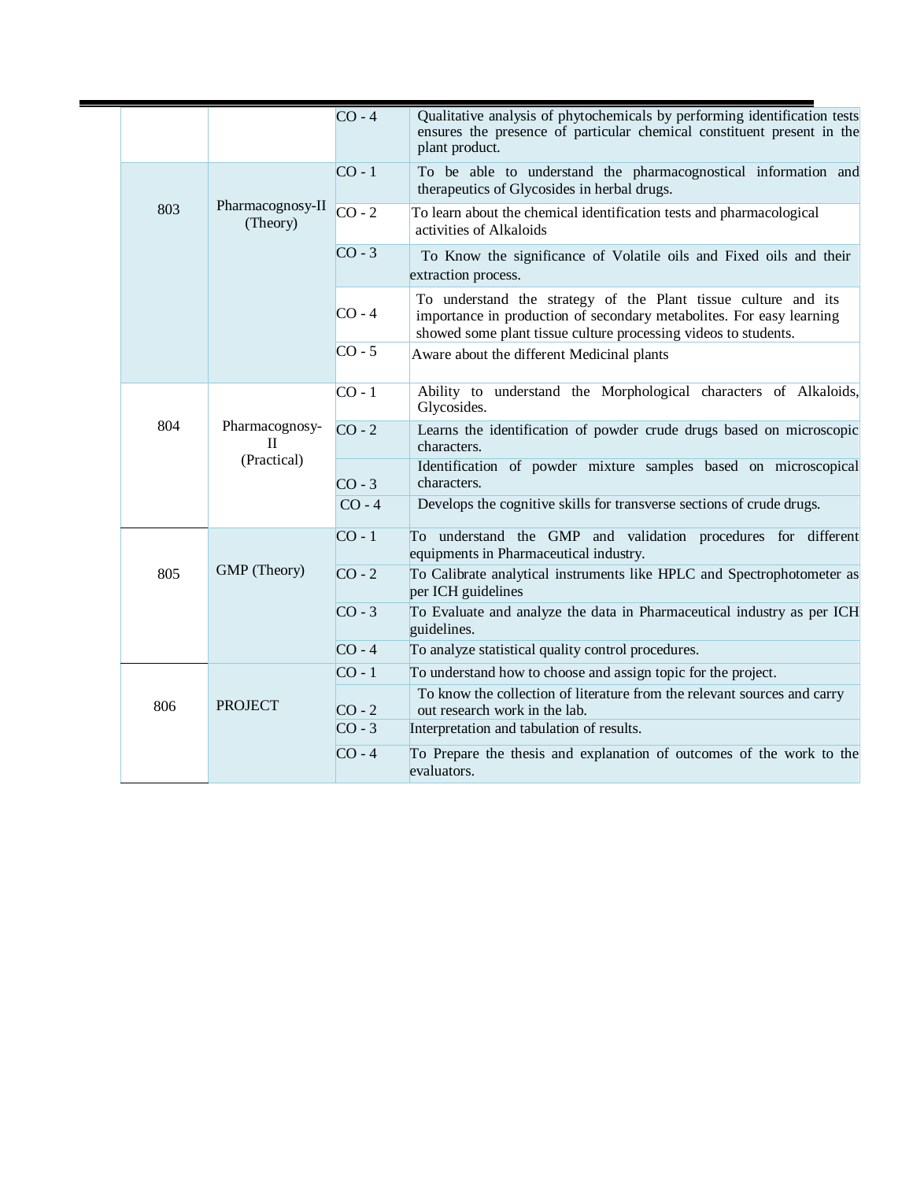| | | | |
|---|---|---|---|
| | | CO - 4 | Qualitative analysis of phytochemicals by performing identification tests ensures the presence of particular chemical constituent present in the plant product. |
| 803 | Pharmacognosy-II (Theory) | CO - 1 | To be able to understand the pharmacognostical information and therapeutics of Glycosides in herbal drugs. |
| | | CO - 2 | To learn about the chemical identification tests and pharmacological activities of Alkaloids |
| | | CO - 3 | To Know the significance of Volatile oils and Fixed oils and their extraction process. |
| | | CO - 4 | To understand the strategy of the Plant tissue culture and its importance in production of secondary metabolites. For easy learning showed some plant tissue culture processing videos to students. |
| | | CO - 5 | Aware about the different Medicinal plants |
| 804 | Pharmacognosy-II (Practical) | CO - 1 | Ability to understand the Morphological characters of Alkaloids, Glycosides. |
| | | CO - 2 | Learns the identification of powder crude drugs based on microscopic characters. |
| | | CO - 3 | Identification of powder mixture samples based on microscopical characters. |
| | | CO - 4 | Develops the cognitive skills for transverse sections of crude drugs. |
| 805 | GMP (Theory) | CO - 1 | To understand the GMP and validation procedures for different equipments in Pharmaceutical industry. |
| | | CO - 2 | To Calibrate analytical instruments like HPLC and Spectrophotometer as per ICH guidelines |
| | | CO - 3 | To Evaluate and analyze the data in Pharmaceutical industry as per ICH guidelines. |
| | | CO - 4 | To analyze statistical quality control procedures. |
| 806 | PROJECT | CO - 1 | To understand how to choose and assign topic for the project. |
| | | CO - 2 | To know the collection of literature from the relevant sources and carry out research work in the lab. |
| | | CO - 3 | Interpretation and tabulation of results. |
| | | CO - 4 | To Prepare the thesis and explanation of outcomes of the work to the evaluators. |